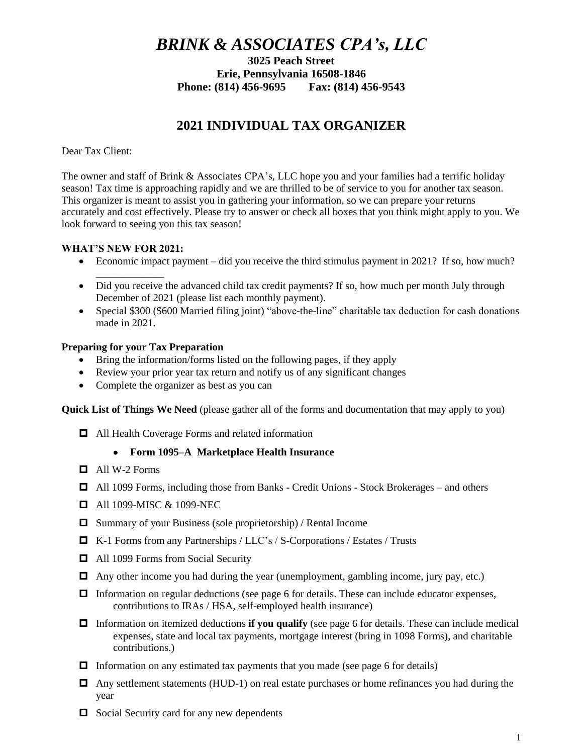# *BRINK & ASSOCIATES CPA's, LLC*

**3025 Peach Street**
**Erie, Pennsylvania 16508-1846**
**Phone: (814) 456-9695 Fax: (814) 456-9543**

## 2021 INDIVIDUAL TAX ORGANIZER

Dear Tax Client:

The owner and staff of Brink & Associates CPA's, LLC hope you and your families had a terrific holiday season! Tax time is approaching rapidly and we are thrilled to be of service to you for another tax season. This organizer is meant to assist you in gathering your information, so we can prepare your returns accurately and cost effectively. Please try to answer or check all boxes that you think might apply to you. We look forward to seeing you this tax season!

**WHAT'S NEW FOR 2021:**

- Economic impact payment – did you receive the third stimulus payment in 2021? If so, how much? _____________
- Did you receive the advanced child tax credit payments? If so, how much per month July through December of 2021 (please list each monthly payment).
- Special $300 ($600 Married filing joint) "above-the-line" charitable tax deduction for cash donations made in 2021.

**Preparing for your Tax Preparation**

- Bring the information/forms listed on the following pages, if they apply
- Review your prior year tax return and notify us of any significant changes
- Complete the organizer as best as you can

**Quick List of Things We Need** (please gather all of the forms and documentation that may apply to you)

- ☐ All Health Coverage Forms and related information
  - **Form 1095–A Marketplace Health Insurance**
- ☐ All W-2 Forms
- ☐ All 1099 Forms, including those from Banks - Credit Unions - Stock Brokerages – and others
- ☐ All 1099-MISC & 1099-NEC
- ☐ Summary of your Business (sole proprietorship) / Rental Income
- ☐ K-1 Forms from any Partnerships / LLC's / S-Corporations / Estates / Trusts
- ☐ All 1099 Forms from Social Security
- ☐ Any other income you had during the year (unemployment, gambling income, jury pay, etc.)
- ☐ Information on regular deductions (see page 6 for details. These can include educator expenses, contributions to IRAs / HSA, self-employed health insurance)
- ☐ Information on itemized deductions **if you qualify** (see page 6 for details. These can include medical expenses, state and local tax payments, mortgage interest (bring in 1098 Forms), and charitable contributions.)
- ☐ Information on any estimated tax payments that you made (see page 6 for details)
- ☐ Any settlement statements (HUD-1) on real estate purchases or home refinances you had during the year
- ☐ Social Security card for any new dependents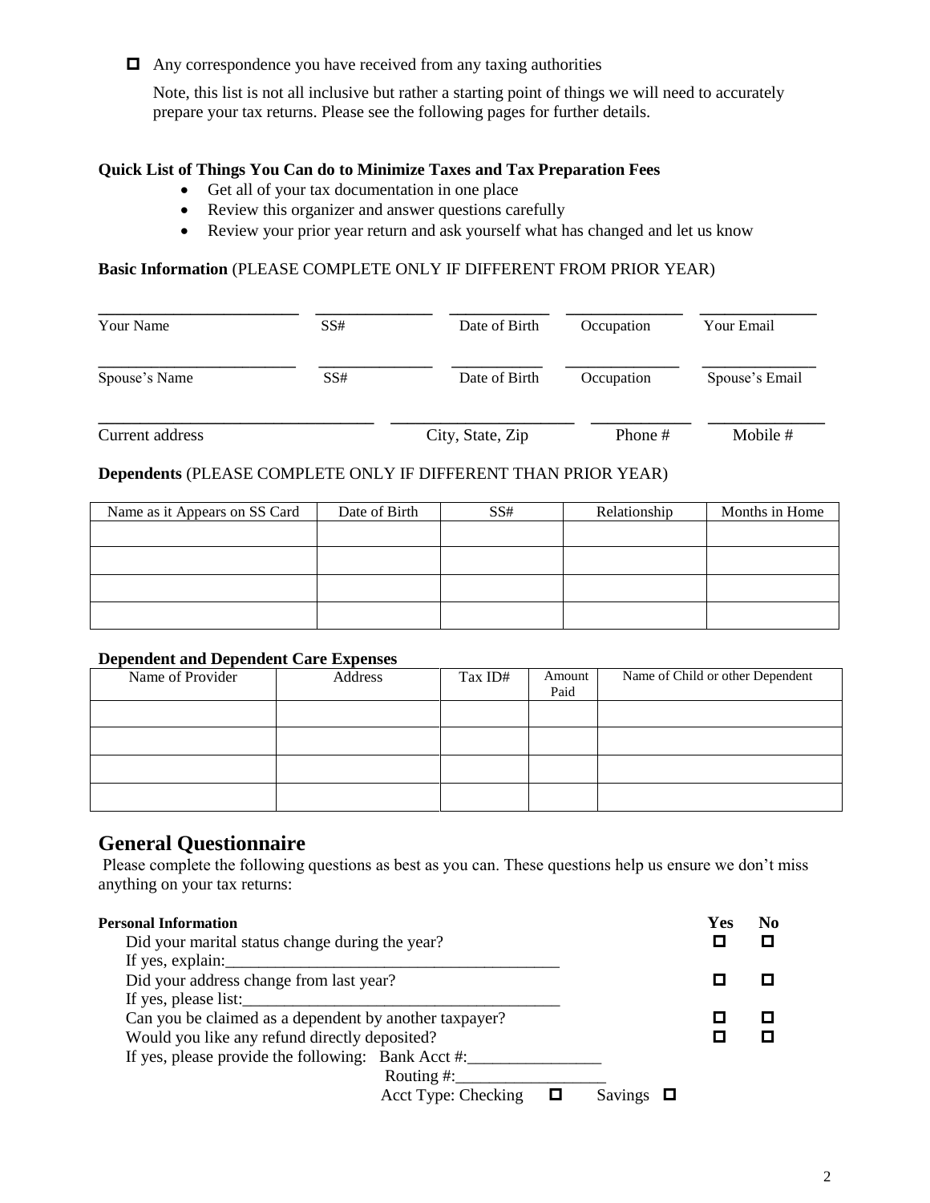- [ ] Any correspondence you have received from any taxing authorities

  Note, this list is not all inclusive but rather a starting point of things we will need to accurately prepare your tax returns. Please see the following pages for further details.

**Quick List of Things You Can do to Minimize Taxes and Tax Preparation Fees**

- Get all of your tax documentation in one place
- Review this organizer and answer questions carefully
- Review your prior year return and ask yourself what has changed and let us know

**Basic Information** (PLEASE COMPLETE ONLY IF DIFFERENT FROM PRIOR YEAR)

| Your Name | SS# | Date of Birth | Occupation | Your Email |
|---|---|---|---|---|
| | | | | |

| Spouse's Name | SS# | Date of Birth | Occupation | Spouse's Email |
|---|---|---|---|---|
| | | | | |

| Current address | City, State, Zip | Phone # | Mobile # |
|---|---|---|---|
| | | | |

**Dependents** (PLEASE COMPLETE ONLY IF DIFFERENT THAN PRIOR YEAR)

| Name as it Appears on SS Card | Date of Birth | SS# | Relationship | Months in Home |
|---|---|---|---|---|
| | | | | |
| | | | | |
| | | | | |
| | | | | |

**Dependent and Dependent Care Expenses**

| Name of Provider | Address | Tax ID# | Amount Paid | Name of Child or other Dependent |
|---|---|---|---|---|
| | | | | |
| | | | | |
| | | | | |
| | | | | |

## General Questionnaire

Please complete the following questions as best as you can. These questions help us ensure we don't miss anything on your tax returns:

| **Personal Information** | **Yes** | **No** |
|---|---|---|
| Did your marital status change during the year? | ☐ | ☐ |
| If yes, explain:_______________________________________ | | |
| Did your address change from last year? | ☐ | ☐ |
| If yes, please list:_____________________________________ | | |
| Can you be claimed as a dependent by another taxpayer? | ☐ | ☐ |
| Would you like any refund directly deposited? | ☐ | ☐ |

If yes, please provide the following: Bank Acct #:________________

Routing #:__________________

Acct Type: Checking ☐ Savings ☐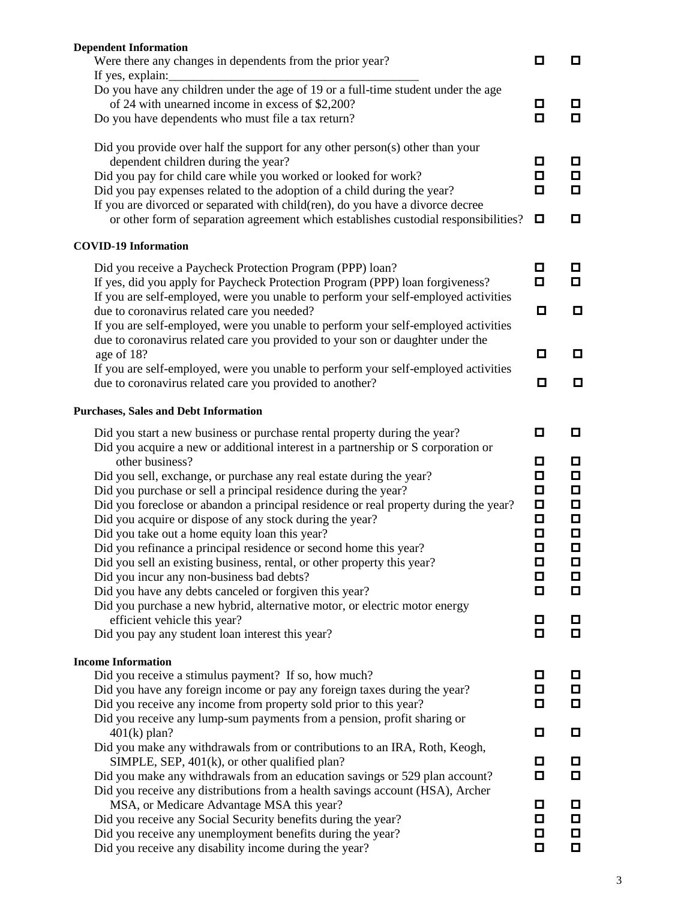**Dependent Information**

| | | |
|---|---|---|
| Were there any changes in dependents from the prior year? | ☐ | ☐ |
| If yes, explain:_________________________________________ | | |
| Do you have any children under the age of 19 or a full-time student under the age of 24 with unearned income in excess of $2,200? | ☐ | ☐ |
| Do you have dependents who must file a tax return? | ☐ | ☐ |
| Did you provide over half the support for any other person(s) other than your dependent children during the year? | ☐ | ☐ |
| Did you pay for child care while you worked or looked for work? | ☐ | ☐ |
| Did you pay expenses related to the adoption of a child during the year? | ☐ | ☐ |
| If you are divorced or separated with child(ren), do you have a divorce decree or other form of separation agreement which establishes custodial responsibilities? | ☐ | ☐ |

**COVID-19 Information**

| | | |
|---|---|---|
| Did you receive a Paycheck Protection Program (PPP) loan? | ☐ | ☐ |
| If yes, did you apply for Paycheck Protection Program (PPP) loan forgiveness? | ☐ | ☐ |
| If you are self-employed, were you unable to perform your self-employed activities due to coronavirus related care you needed? | ☐ | ☐ |
| If you are self-employed, were you unable to perform your self-employed activities due to coronavirus related care you provided to your son or daughter under the age of 18? | ☐ | ☐ |
| If you are self-employed, were you unable to perform your self-employed activities due to coronavirus related care you provided to another? | ☐ | ☐ |

**Purchases, Sales and Debt Information**

| | | |
|---|---|---|
| Did you start a new business or purchase rental property during the year? | ☐ | ☐ |
| Did you acquire a new or additional interest in a partnership or S corporation or other business? | ☐ | ☐ |
| Did you sell, exchange, or purchase any real estate during the year? | ☐ | ☐ |
| Did you purchase or sell a principal residence during the year? | ☐ | ☐ |
| Did you foreclose or abandon a principal residence or real property during the year? | ☐ | ☐ |
| Did you acquire or dispose of any stock during the year? | ☐ | ☐ |
| Did you take out a home equity loan this year? | ☐ | ☐ |
| Did you refinance a principal residence or second home this year? | ☐ | ☐ |
| Did you sell an existing business, rental, or other property this year? | ☐ | ☐ |
| Did you incur any non-business bad debts? | ☐ | ☐ |
| Did you have any debts canceled or forgiven this year? | ☐ | ☐ |
| Did you purchase a new hybrid, alternative motor, or electric motor energy efficient vehicle this year? | ☐ | ☐ |
| Did you pay any student loan interest this year? | ☐ | ☐ |

**Income Information**

| | | |
|---|---|---|
| Did you receive a stimulus payment? If so, how much? | ☐ | ☐ |
| Did you have any foreign income or pay any foreign taxes during the year? | ☐ | ☐ |
| Did you receive any income from property sold prior to this year? | ☐ | ☐ |
| Did you receive any lump-sum payments from a pension, profit sharing or 401(k) plan? | ☐ | ☐ |
| Did you make any withdrawals from or contributions to an IRA, Roth, Keogh, SIMPLE, SEP, 401(k), or other qualified plan? | ☐ | ☐ |
| Did you make any withdrawals from an education savings or 529 plan account? | ☐ | ☐ |
| Did you receive any distributions from a health savings account (HSA), Archer MSA, or Medicare Advantage MSA this year? | ☐ | ☐ |
| Did you receive any Social Security benefits during the year? | ☐ | ☐ |
| Did you receive any unemployment benefits during the year? | ☐ | ☐ |
| Did you receive any disability income during the year? | ☐ | ☐ |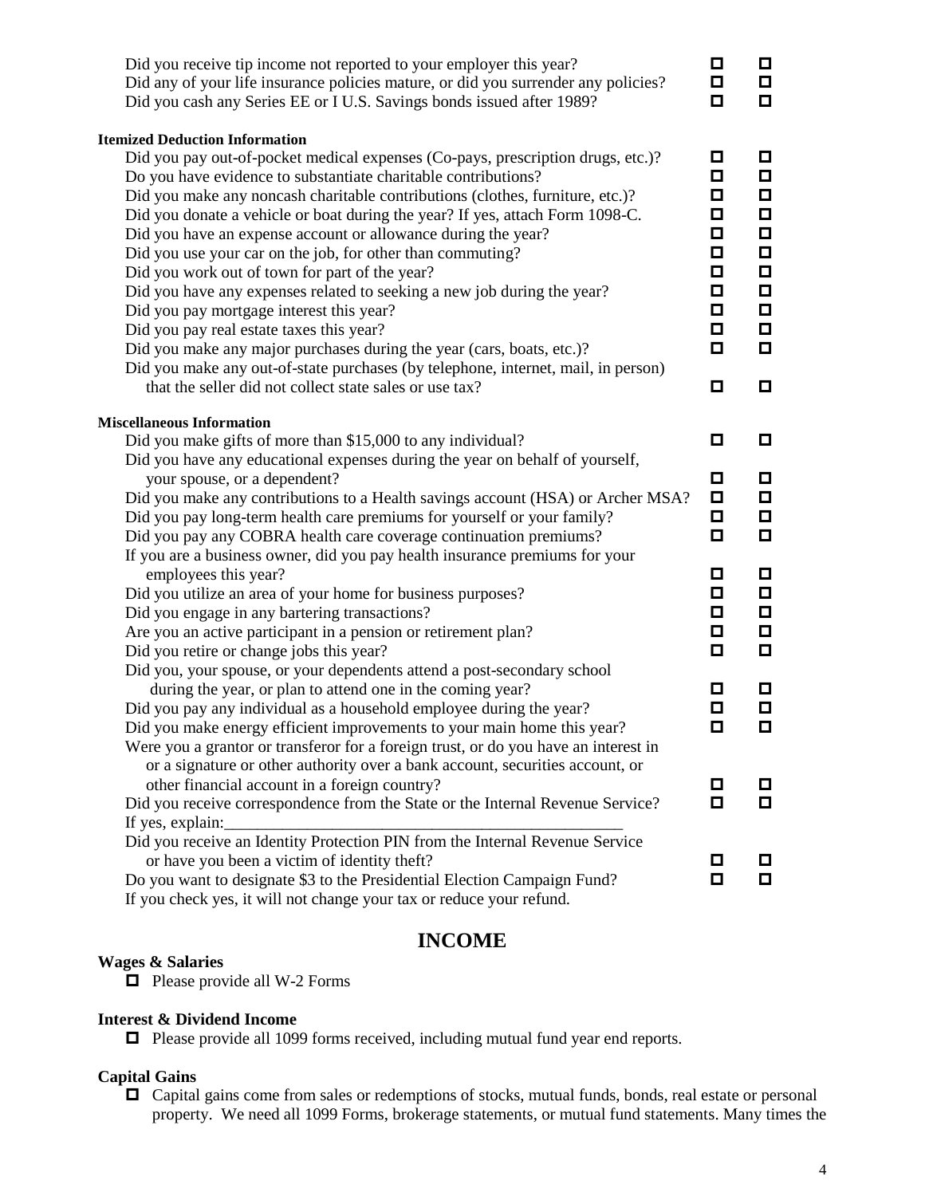| | | |
|---|---|---|
| Did you receive tip income not reported to your employer this year? | ☐ | ☐ |
| Did any of your life insurance policies mature, or did you surrender any policies? | ☐ | ☐ |
| Did you cash any Series EE or I U.S. Savings bonds issued after 1989? | ☐ | ☐ |

**Itemized Deduction Information**

| | | |
|---|---|---|
| Did you pay out-of-pocket medical expenses (Co-pays, prescription drugs, etc.)? | ☐ | ☐ |
| Do you have evidence to substantiate charitable contributions? | ☐ | ☐ |
| Did you make any noncash charitable contributions (clothes, furniture, etc.)? | ☐ | ☐ |
| Did you donate a vehicle or boat during the year? If yes, attach Form 1098-C. | ☐ | ☐ |
| Did you have an expense account or allowance during the year? | ☐ | ☐ |
| Did you use your car on the job, for other than commuting? | ☐ | ☐ |
| Did you work out of town for part of the year? | ☐ | ☐ |
| Did you have any expenses related to seeking a new job during the year? | ☐ | ☐ |
| Did you pay mortgage interest this year? | ☐ | ☐ |
| Did you pay real estate taxes this year? | ☐ | ☐ |
| Did you make any major purchases during the year (cars, boats, etc.)? | ☐ | ☐ |
| Did you make any out-of-state purchases (by telephone, internet, mail, in person) that the seller did not collect state sales or use tax? | ☐ | ☐ |

**Miscellaneous Information**

| | | |
|---|---|---|
| Did you make gifts of more than $15,000 to any individual? | ☐ | ☐ |
| Did you have any educational expenses during the year on behalf of yourself, your spouse, or a dependent? | ☐ | ☐ |
| Did you make any contributions to a Health savings account (HSA) or Archer MSA? | ☐ | ☐ |
| Did you pay long-term health care premiums for yourself or your family? | ☐ | ☐ |
| Did you pay any COBRA health care coverage continuation premiums? | ☐ | ☐ |
| If you are a business owner, did you pay health insurance premiums for your employees this year? | ☐ | ☐ |
| Did you utilize an area of your home for business purposes? | ☐ | ☐ |
| Did you engage in any bartering transactions? | ☐ | ☐ |
| Are you an active participant in a pension or retirement plan? | ☐ | ☐ |
| Did you retire or change jobs this year? | ☐ | ☐ |
| Did you, your spouse, or your dependents attend a post-secondary school during the year, or plan to attend one in the coming year? | ☐ | ☐ |
| Did you pay any individual as a household employee during the year? | ☐ | ☐ |
| Did you make energy efficient improvements to your main home this year? | ☐ | ☐ |
| Were you a grantor or transferor for a foreign trust, or do you have an interest in or a signature or other authority over a bank account, securities account, or other financial account in a foreign country? | ☐ | ☐ |
| Did you receive correspondence from the State or the Internal Revenue Service? If yes, explain:___________________________________________________ | ☐ | ☐ |
| Did you receive an Identity Protection PIN from the Internal Revenue Service or have you been a victim of identity theft? | ☐ | ☐ |
| Do you want to designate $3 to the Presidential Election Campaign Fund? If you check yes, it will not change your tax or reduce your refund. | ☐ | ☐ |

# INCOME

**Wages & Salaries**

☐ Please provide all W-2 Forms

**Interest & Dividend Income**

☐ Please provide all 1099 forms received, including mutual fund year end reports.

**Capital Gains**

☐ Capital gains come from sales or redemptions of stocks, mutual funds, bonds, real estate or personal property. We need all 1099 Forms, brokerage statements, or mutual fund statements. Many times the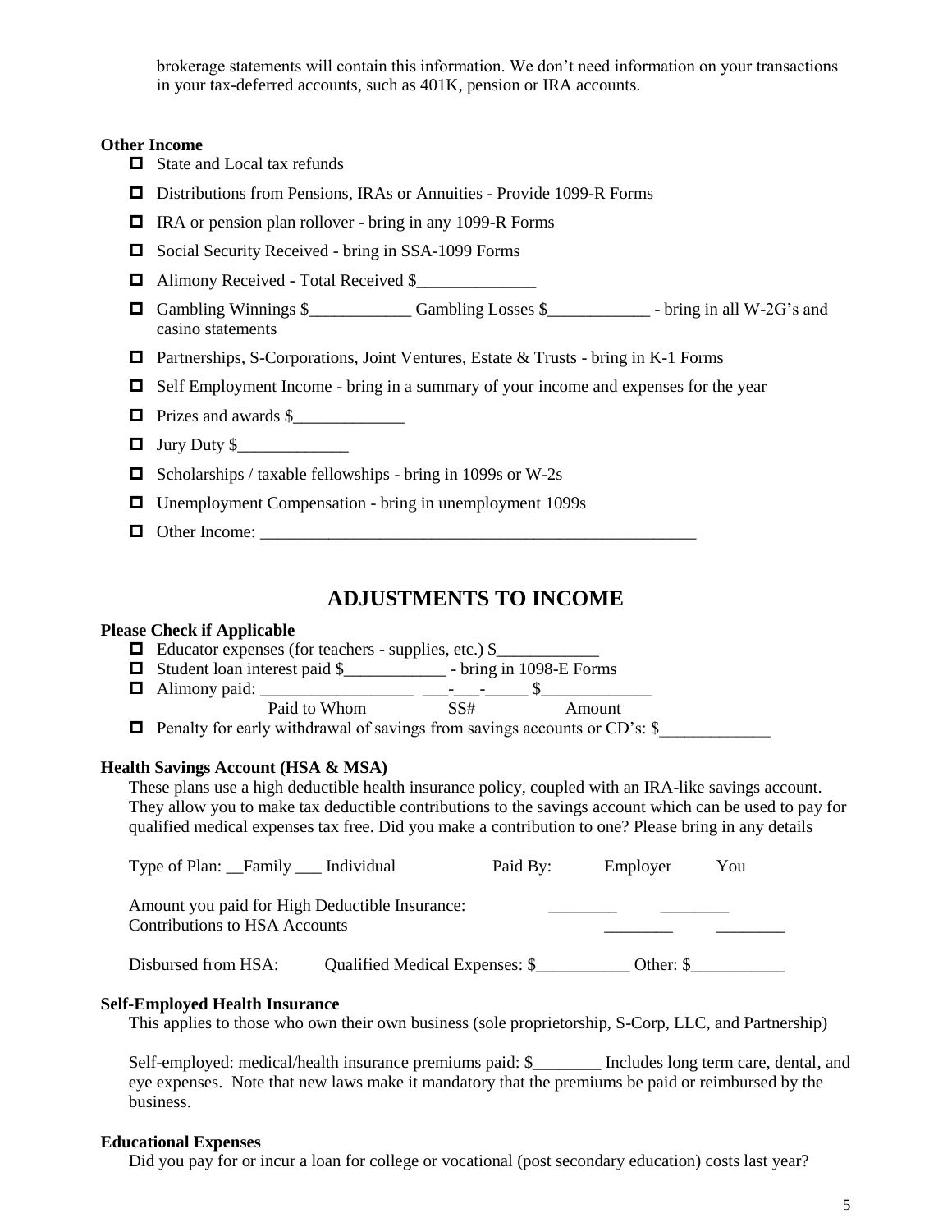brokerage statements will contain this information. We don't need information on your transactions in your tax-deferred accounts, such as 401K, pension or IRA accounts.

**Other Income**

- ☐ State and Local tax refunds
- ☐ Distributions from Pensions, IRAs or Annuities - Provide 1099-R Forms
- ☐ IRA or pension plan rollover - bring in any 1099-R Forms
- ☐ Social Security Received - bring in SSA-1099 Forms
- ☐ Alimony Received - Total Received $______________
- ☐ Gambling Winnings $____________ Gambling Losses $____________ - bring in all W-2G's and casino statements
- ☐ Partnerships, S-Corporations, Joint Ventures, Estate & Trusts - bring in K-1 Forms
- ☐ Self Employment Income - bring in a summary of your income and expenses for the year
- ☐ Prizes and awards $_____________
- ☐ Jury Duty $_____________
- ☐ Scholarships / taxable fellowships - bring in 1099s or W-2s
- ☐ Unemployment Compensation - bring in unemployment 1099s
- ☐ Other Income: ______________________________________________________

## ADJUSTMENTS TO INCOME

**Please Check if Applicable**

- ☐ Educator expenses (for teachers - supplies, etc.) $____________
- ☐ Student loan interest paid $____________ - bring in 1098-E Forms
- ☐ Alimony paid: __________________ ___-___-_____ $_____________
  Paid to Whom SS# Amount
- ☐ Penalty for early withdrawal of savings from savings accounts or CD's: $_____________

**Health Savings Account (HSA & MSA)**

These plans use a high deductible health insurance policy, coupled with an IRA-like savings account. They allow you to make tax deductible contributions to the savings account which can be used to pay for qualified medical expenses tax free. Did you make a contribution to one? Please bring in any details

| Type of Plan: __Family ___ Individual | Paid By: | Employer | You |
|---|---|---|---|
| Amount you paid for High Deductible Insurance: | | ________ | ________ |
| Contributions to HSA Accounts | | ________ | ________ |

Disbursed from HSA: Qualified Medical Expenses: $___________ Other: $___________

**Self-Employed Health Insurance**

This applies to those who own their own business (sole proprietorship, S-Corp, LLC, and Partnership)

Self-employed: medical/health insurance premiums paid: $________ Includes long term care, dental, and eye expenses. Note that new laws make it mandatory that the premiums be paid or reimbursed by the business.

**Educational Expenses**

Did you pay for or incur a loan for college or vocational (post secondary education) costs last year?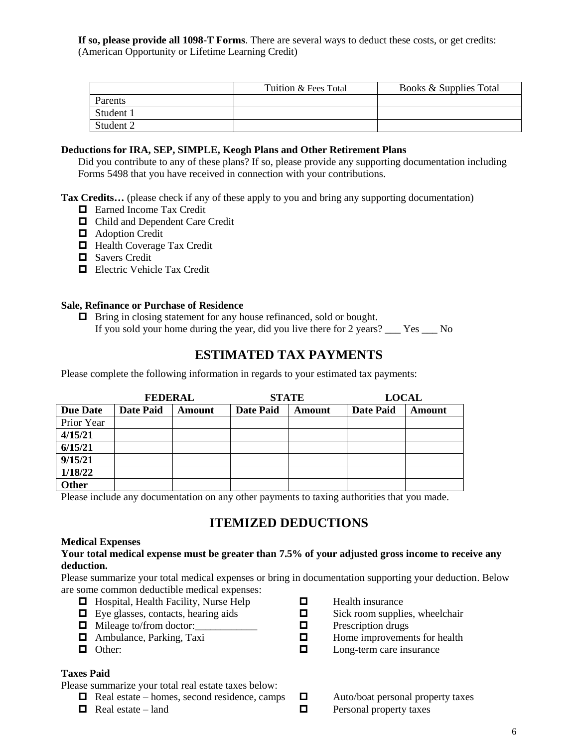**If so, please provide all 1098-T Forms**. There are several ways to deduct these costs, or get credits: (American Opportunity or Lifetime Learning Credit)

| | Tuition & Fees Total | Books & Supplies Total |
|---|---|---|
| Parents | | |
| Student 1 | | |
| Student 2 | | |

**Deductions for IRA, SEP, SIMPLE, Keogh Plans and Other Retirement Plans**

Did you contribute to any of these plans? If so, please provide any supporting documentation including Forms 5498 that you have received in connection with your contributions.

**Tax Credits…** (please check if any of these apply to you and bring any supporting documentation)

- ☐ Earned Income Tax Credit
- ☐ Child and Dependent Care Credit
- ☐ Adoption Credit
- ☐ Health Coverage Tax Credit
- ☐ Savers Credit
- ☐ Electric Vehicle Tax Credit

**Sale, Refinance or Purchase of Residence**

- ☐ Bring in closing statement for any house refinanced, sold or bought.
  If you sold your home during the year, did you live there for 2 years? ___ Yes ___ No

## ESTIMATED TAX PAYMENTS

Please complete the following information in regards to your estimated tax payments:

| | FEDERAL | | STATE | | LOCAL | |
|---|---|---|---|---|---|---|
| **Due Date** | **Date Paid** | **Amount** | **Date Paid** | **Amount** | **Date Paid** | **Amount** |
| Prior Year | | | | | | |
| **4/15/21** | | | | | | |
| **6/15/21** | | | | | | |
| **9/15/21** | | | | | | |
| **1/18/22** | | | | | | |
| **Other** | | | | | | |

Please include any documentation on any other payments to taxing authorities that you made.

## ITEMIZED DEDUCTIONS

**Medical Expenses**

**Your total medical expense must be greater than 7.5% of your adjusted gross income to receive any deduction.**

Please summarize your total medical expenses or bring in documentation supporting your deduction. Below are some common deductible medical expenses:

- ☐ Hospital, Health Facility, Nurse Help
- ☐ Eye glasses, contacts, hearing aids
- ☐ Mileage to/from doctor:____________
- ☐ Ambulance, Parking, Taxi
- ☐ Other:
- ☐ Health insurance
- ☐ Sick room supplies, wheelchair
- ☐ Prescription drugs
- ☐ Home improvements for health
- ☐ Long-term care insurance

**Taxes Paid**

Please summarize your total real estate taxes below:

- ☐ Real estate – homes, second residence, camps
- ☐ Real estate – land
- ☐ Auto/boat personal property taxes
- ☐ Personal property taxes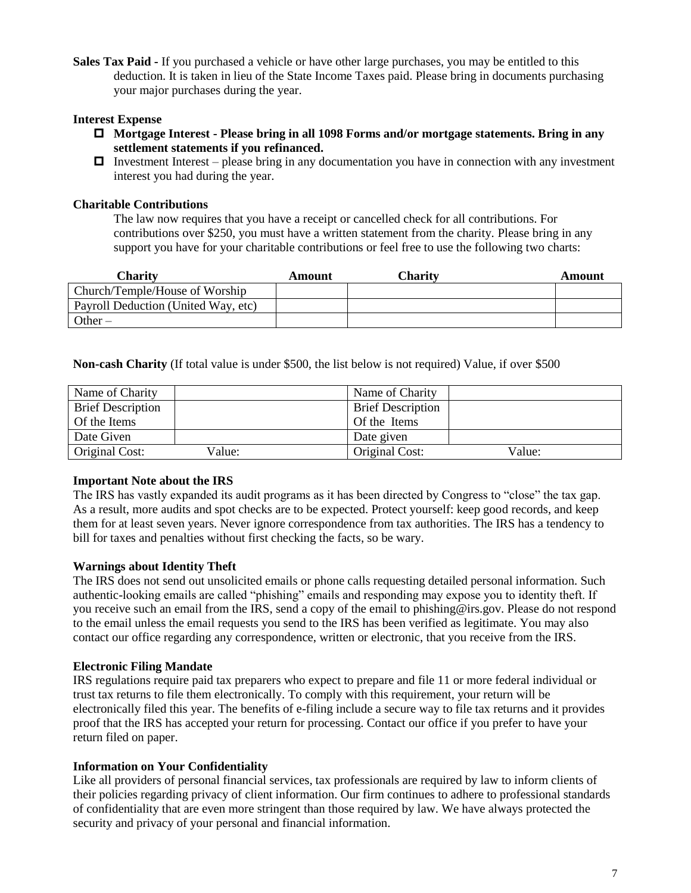**Sales Tax Paid** - If you purchased a vehicle or have other large purchases, you may be entitled to this deduction. It is taken in lieu of the State Income Taxes paid. Please bring in documents purchasing your major purchases during the year.

**Interest Expense**

- ☐ **Mortgage Interest - Please bring in all 1098 Forms and/or mortgage statements. Bring in any settlement statements if you refinanced.**
- ☐ Investment Interest – please bring in any documentation you have in connection with any investment interest you had during the year.

**Charitable Contributions**

The law now requires that you have a receipt or cancelled check for all contributions. For contributions over $250, you must have a written statement from the charity. Please bring in any support you have for your charitable contributions or feel free to use the following two charts:

| Charity | Amount | Charity | Amount |
|---|---|---|---|
| Church/Temple/House of Worship | | | |
| Payroll Deduction (United Way, etc) | | | |
| Other – | | | |

**Non-cash Charity** (If total value is under $500, the list below is not required) Value, if over $500

| Name of Charity | | Name of Charity | |
|---|---|---|---|
| Brief Description Of the Items | | Brief Description Of the Items | |
| Date Given | | Date given | |
| Original Cost: | Value: | Original Cost: | Value: |

**Important Note about the IRS**

The IRS has vastly expanded its audit programs as it has been directed by Congress to "close" the tax gap. As a result, more audits and spot checks are to be expected. Protect yourself: keep good records, and keep them for at least seven years. Never ignore correspondence from tax authorities. The IRS has a tendency to bill for taxes and penalties without first checking the facts, so be wary.

**Warnings about Identity Theft**

The IRS does not send out unsolicited emails or phone calls requesting detailed personal information. Such authentic-looking emails are called "phishing" emails and responding may expose you to identity theft. If you receive such an email from the IRS, send a copy of the email to phishing@irs.gov. Please do not respond to the email unless the email requests you send to the IRS has been verified as legitimate. You may also contact our office regarding any correspondence, written or electronic, that you receive from the IRS.

**Electronic Filing Mandate**

IRS regulations require paid tax preparers who expect to prepare and file 11 or more federal individual or trust tax returns to file them electronically. To comply with this requirement, your return will be electronically filed this year. The benefits of e-filing include a secure way to file tax returns and it provides proof that the IRS has accepted your return for processing. Contact our office if you prefer to have your return filed on paper.

**Information on Your Confidentiality**

Like all providers of personal financial services, tax professionals are required by law to inform clients of their policies regarding privacy of client information. Our firm continues to adhere to professional standards of confidentiality that are even more stringent than those required by law. We have always protected the security and privacy of your personal and financial information.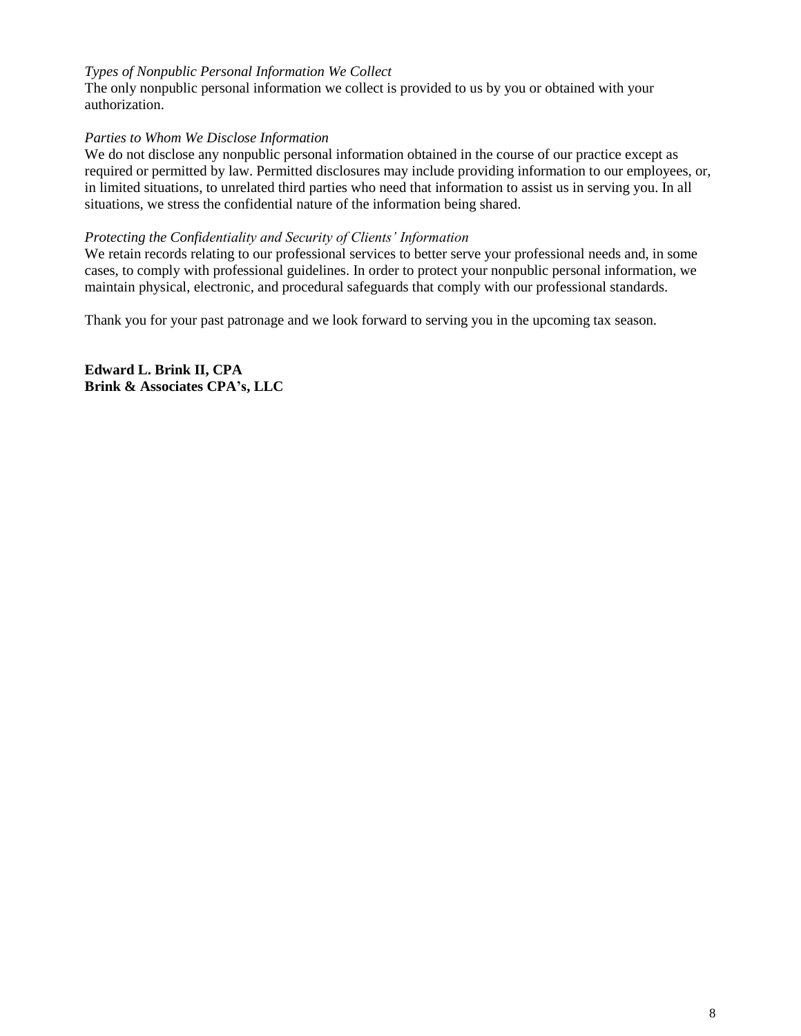*Types of Nonpublic Personal Information We Collect*

The only nonpublic personal information we collect is provided to us by you or obtained with your authorization.

*Parties to Whom We Disclose Information*

We do not disclose any nonpublic personal information obtained in the course of our practice except as required or permitted by law. Permitted disclosures may include providing information to our employees, or, in limited situations, to unrelated third parties who need that information to assist us in serving you. In all situations, we stress the confidential nature of the information being shared.

*Protecting the Confidentiality and Security of Clients' Information*

We retain records relating to our professional services to better serve your professional needs and, in some cases, to comply with professional guidelines. In order to protect your nonpublic personal information, we maintain physical, electronic, and procedural safeguards that comply with our professional standards.

Thank you for your past patronage and we look forward to serving you in the upcoming tax season.

**Edward L. Brink II, CPA**
**Brink & Associates CPA's, LLC**